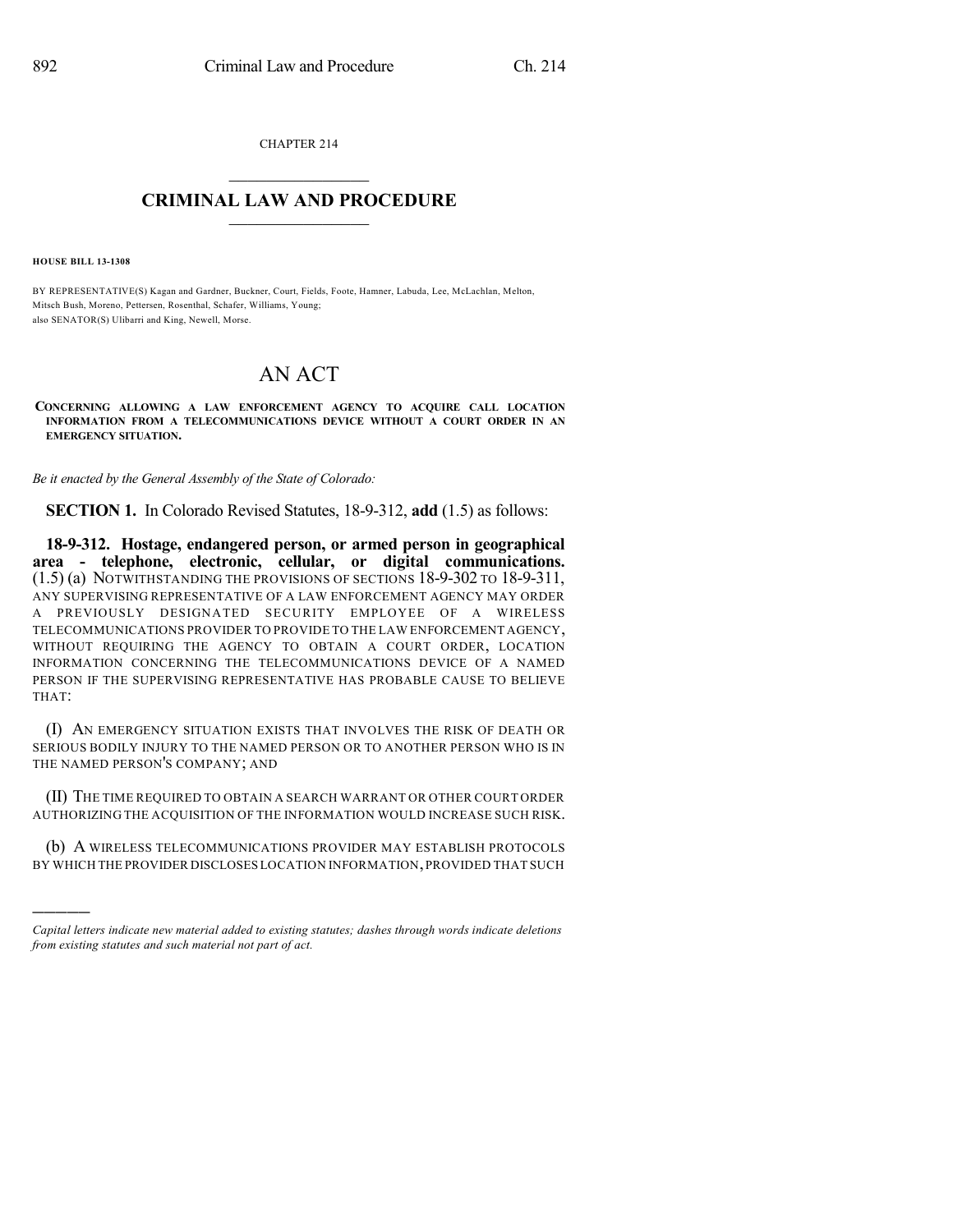CHAPTER 214

# CRIMINAL LAW AND PROCEDURE

**HOUSE BILL 13-1308**

BY REPRESENTATIVE(S) Kagan and Gardner, Buckner, Court, Fields, Foote, Hamner, Labuda, Lee, McLachlan, Melton, Mitsch Bush, Moreno, Pettersen, Rosenthal, Schafer, Williams, Young;
also SENATOR(S) Ulibarri and King, Newell, Morse.

# AN ACT

**CONCERNING ALLOWING A LAW ENFORCEMENT AGENCY TO ACQUIRE CALL LOCATION INFORMATION FROM A TELECOMMUNICATIONS DEVICE WITHOUT A COURT ORDER IN AN EMERGENCY SITUATION.**

*Be it enacted by the General Assembly of the State of Colorado:*

**SECTION 1.** In Colorado Revised Statutes, 18-9-312, **add** (1.5) as follows:

**18-9-312. Hostage, endangered person, or armed person in geographical area - telephone, electronic, cellular, or digital communications.** (1.5) (a) NOTWITHSTANDING THE PROVISIONS OF SECTIONS 18-9-302 TO 18-9-311, ANY SUPERVISING REPRESENTATIVE OF A LAW ENFORCEMENT AGENCY MAY ORDER A PREVIOUSLY DESIGNATED SECURITY EMPLOYEE OF A WIRELESS TELECOMMUNICATIONS PROVIDER TO PROVIDE TO THE LAW ENFORCEMENT AGENCY, WITHOUT REQUIRING THE AGENCY TO OBTAIN A COURT ORDER, LOCATION INFORMATION CONCERNING THE TELECOMMUNICATIONS DEVICE OF A NAMED PERSON IF THE SUPERVISING REPRESENTATIVE HAS PROBABLE CAUSE TO BELIEVE THAT:

(I) AN EMERGENCY SITUATION EXISTS THAT INVOLVES THE RISK OF DEATH OR SERIOUS BODILY INJURY TO THE NAMED PERSON OR TO ANOTHER PERSON WHO IS IN THE NAMED PERSON'S COMPANY; AND

(II) THE TIME REQUIRED TO OBTAIN A SEARCH WARRANT OR OTHER COURT ORDER AUTHORIZING THE ACQUISITION OF THE INFORMATION WOULD INCREASE SUCH RISK.

(b) A WIRELESS TELECOMMUNICATIONS PROVIDER MAY ESTABLISH PROTOCOLS BY WHICH THE PROVIDER DISCLOSES LOCATION INFORMATION, PROVIDED THAT SUCH

---

*Capital letters indicate new material added to existing statutes; dashes through words indicate deletions from existing statutes and such material not part of act.*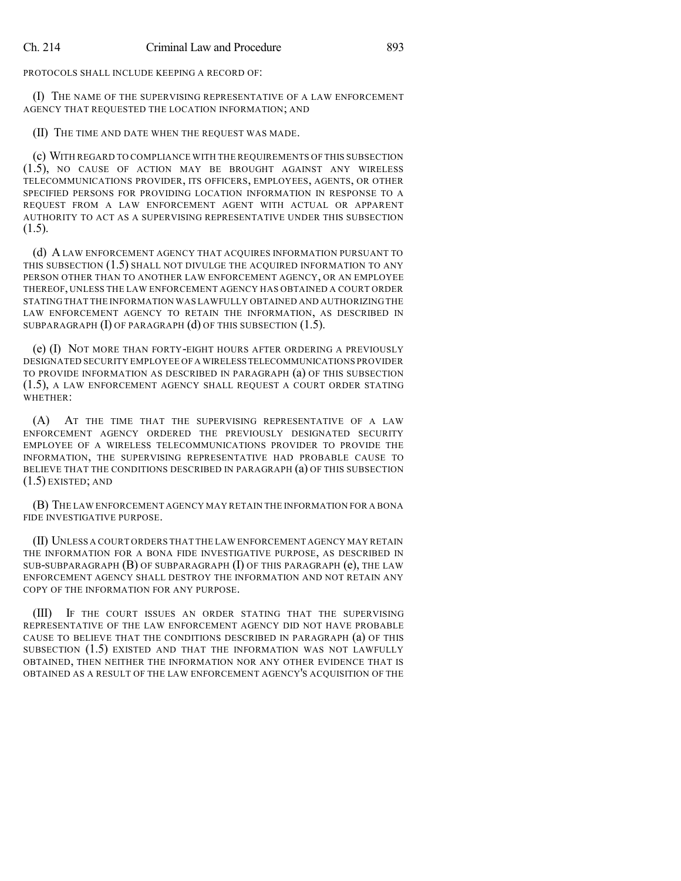PROTOCOLS SHALL INCLUDE KEEPING A RECORD OF:

(I) THE NAME OF THE SUPERVISING REPRESENTATIVE OF A LAW ENFORCEMENT AGENCY THAT REQUESTED THE LOCATION INFORMATION; AND

(II) THE TIME AND DATE WHEN THE REQUEST WAS MADE.

(c) WITH REGARD TO COMPLIANCE WITH THE REQUIREMENTS OF THIS SUBSECTION (1.5), NO CAUSE OF ACTION MAY BE BROUGHT AGAINST ANY WIRELESS TELECOMMUNICATIONS PROVIDER, ITS OFFICERS, EMPLOYEES, AGENTS, OR OTHER SPECIFIED PERSONS FOR PROVIDING LOCATION INFORMATION IN RESPONSE TO A REQUEST FROM A LAW ENFORCEMENT AGENT WITH ACTUAL OR APPARENT AUTHORITY TO ACT AS A SUPERVISING REPRESENTATIVE UNDER THIS SUBSECTION (1.5).

(d) A LAW ENFORCEMENT AGENCY THAT ACQUIRES INFORMATION PURSUANT TO THIS SUBSECTION (1.5) SHALL NOT DIVULGE THE ACQUIRED INFORMATION TO ANY PERSON OTHER THAN TO ANOTHER LAW ENFORCEMENT AGENCY, OR AN EMPLOYEE THEREOF, UNLESS THE LAW ENFORCEMENT AGENCY HAS OBTAINED A COURT ORDER STATING THAT THE INFORMATION WAS LAWFULLY OBTAINED AND AUTHORIZING THE LAW ENFORCEMENT AGENCY TO RETAIN THE INFORMATION, AS DESCRIBED IN SUBPARAGRAPH (I) OF PARAGRAPH (d) OF THIS SUBSECTION (1.5).

(e) (I) NOT MORE THAN FORTY-EIGHT HOURS AFTER ORDERING A PREVIOUSLY DESIGNATED SECURITY EMPLOYEE OF A WIRELESS TELECOMMUNICATIONS PROVIDER TO PROVIDE INFORMATION AS DESCRIBED IN PARAGRAPH (a) OF THIS SUBSECTION (1.5), A LAW ENFORCEMENT AGENCY SHALL REQUEST A COURT ORDER STATING WHETHER:

(A) AT THE TIME THAT THE SUPERVISING REPRESENTATIVE OF A LAW ENFORCEMENT AGENCY ORDERED THE PREVIOUSLY DESIGNATED SECURITY EMPLOYEE OF A WIRELESS TELECOMMUNICATIONS PROVIDER TO PROVIDE THE INFORMATION, THE SUPERVISING REPRESENTATIVE HAD PROBABLE CAUSE TO BELIEVE THAT THE CONDITIONS DESCRIBED IN PARAGRAPH (a) OF THIS SUBSECTION (1.5) EXISTED; AND

(B) THE LAW ENFORCEMENT AGENCY MAY RETAIN THE INFORMATION FOR A BONA FIDE INVESTIGATIVE PURPOSE.

(II) UNLESS A COURT ORDERS THAT THE LAW ENFORCEMENT AGENCY MAY RETAIN THE INFORMATION FOR A BONA FIDE INVESTIGATIVE PURPOSE, AS DESCRIBED IN SUB-SUBPARAGRAPH (B) OF SUBPARAGRAPH (I) OF THIS PARAGRAPH (e), THE LAW ENFORCEMENT AGENCY SHALL DESTROY THE INFORMATION AND NOT RETAIN ANY COPY OF THE INFORMATION FOR ANY PURPOSE.

(III) IF THE COURT ISSUES AN ORDER STATING THAT THE SUPERVISING REPRESENTATIVE OF THE LAW ENFORCEMENT AGENCY DID NOT HAVE PROBABLE CAUSE TO BELIEVE THAT THE CONDITIONS DESCRIBED IN PARAGRAPH (a) OF THIS SUBSECTION (1.5) EXISTED AND THAT THE INFORMATION WAS NOT LAWFULLY OBTAINED, THEN NEITHER THE INFORMATION NOR ANY OTHER EVIDENCE THAT IS OBTAINED AS A RESULT OF THE LAW ENFORCEMENT AGENCY'S ACQUISITION OF THE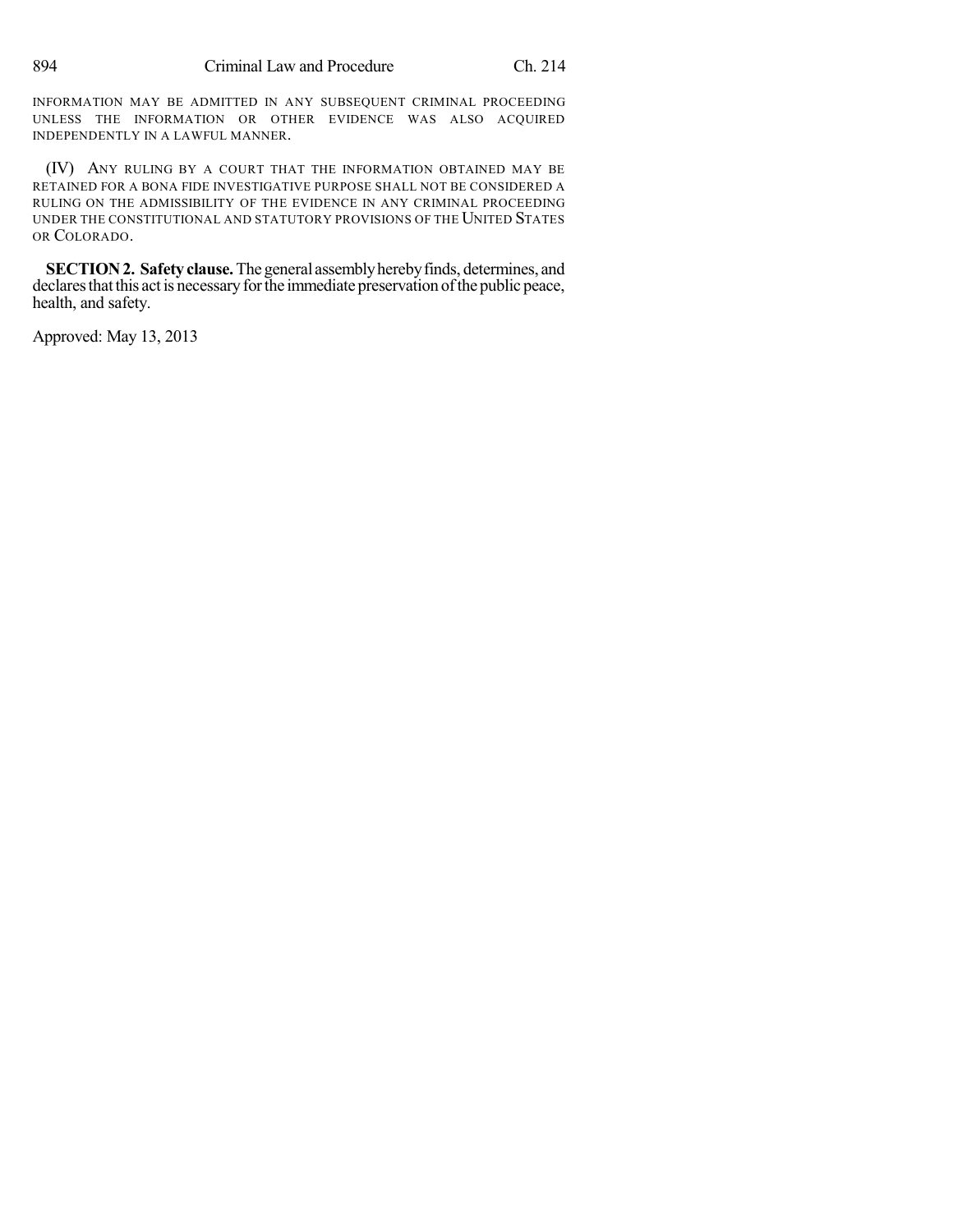INFORMATION MAY BE ADMITTED IN ANY SUBSEQUENT CRIMINAL PROCEEDING UNLESS THE INFORMATION OR OTHER EVIDENCE WAS ALSO ACQUIRED INDEPENDENTLY IN A LAWFUL MANNER.

(IV) ANY RULING BY A COURT THAT THE INFORMATION OBTAINED MAY BE RETAINED FOR A BONA FIDE INVESTIGATIVE PURPOSE SHALL NOT BE CONSIDERED A RULING ON THE ADMISSIBILITY OF THE EVIDENCE IN ANY CRIMINAL PROCEEDING UNDER THE CONSTITUTIONAL AND STATUTORY PROVISIONS OF THE UNITED STATES OR COLORADO.

**SECTION 2. Safety clause.** The general assembly hereby finds, determines, and declares that this act is necessary for the immediate preservation of the public peace, health, and safety.

Approved: May 13, 2013